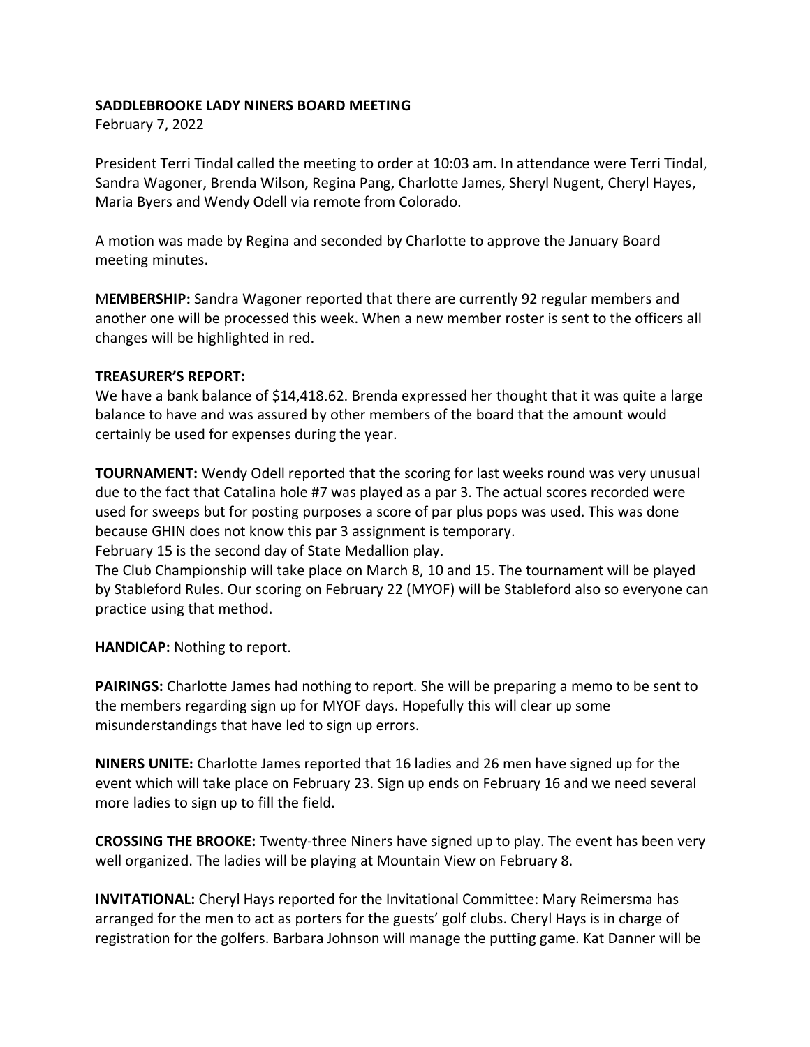**SADDLEBROOKE LADY NINERS BOARD MEETING**

February 7, 2022

President Terri Tindal called the meeting to order at 10:03 am. In attendance were Terri Tindal, Sandra Wagoner, Brenda Wilson, Regina Pang, Charlotte James, Sheryl Nugent, Cheryl Hayes, Maria Byers and Wendy Odell via remote from Colorado.

A motion was made by Regina and seconded by Charlotte to approve the January Board meeting minutes.

M**EMBERSHIP:** Sandra Wagoner reported that there are currently 92 regular members and another one will be processed this week. When a new member roster is sent to the officers all changes will be highlighted in red.

**TREASURER'S REPORT:**

We have a bank balance of $14,418.62. Brenda expressed her thought that it was quite a large balance to have and was assured by other members of the board that the amount would certainly be used for expenses during the year.

**TOURNAMENT:** Wendy Odell reported that the scoring for last weeks round was very unusual due to the fact that Catalina hole #7 was played as a par 3. The actual scores recorded were used for sweeps but for posting purposes a score of par plus pops was used. This was done because GHIN does not know this par 3 assignment is temporary.

February 15 is the second day of State Medallion play.

The Club Championship will take place on March 8, 10 and 15. The tournament will be played by Stableford Rules. Our scoring on February 22 (MYOF) will be Stableford also so everyone can practice using that method.

**HANDICAP:** Nothing to report.

**PAIRINGS:** Charlotte James had nothing to report. She will be preparing a memo to be sent to the members regarding sign up for MYOF days. Hopefully this will clear up some misunderstandings that have led to sign up errors.

**NINERS UNITE:** Charlotte James reported that 16 ladies and 26 men have signed up for the event which will take place on February 23. Sign up ends on February 16 and we need several more ladies to sign up to fill the field.

**CROSSING THE BROOKE:** Twenty-three Niners have signed up to play. The event has been very well organized. The ladies will be playing at Mountain View on February 8.

**INVITATIONAL:** Cheryl Hays reported for the Invitational Committee: Mary Reimersma has arranged for the men to act as porters for the guests' golf clubs. Cheryl Hays is in charge of registration for the golfers. Barbara Johnson will manage the putting game. Kat Danner will be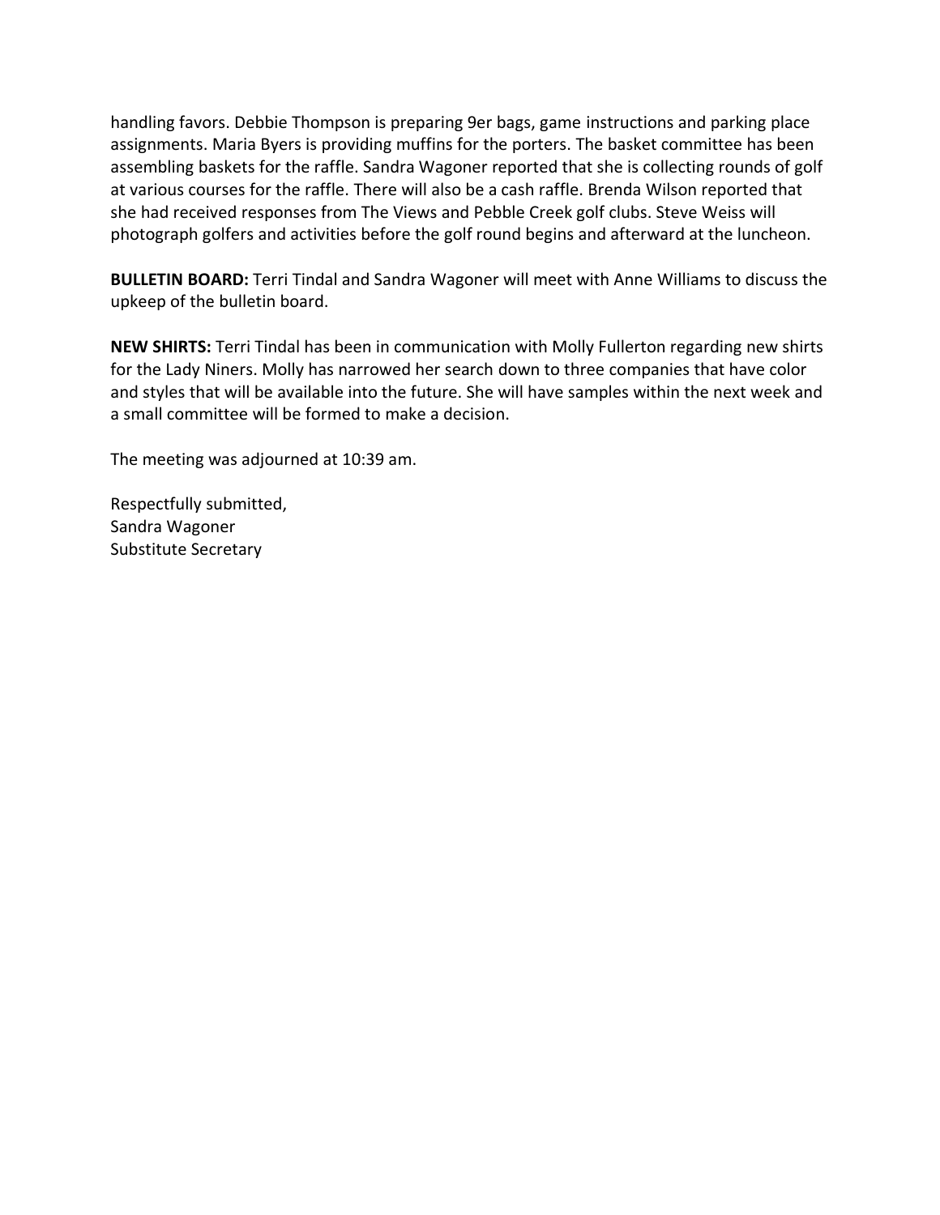handling favors. Debbie Thompson is preparing 9er bags, game instructions and parking place assignments. Maria Byers is providing muffins for the porters. The basket committee has been assembling baskets for the raffle. Sandra Wagoner reported that she is collecting rounds of golf at various courses for the raffle. There will also be a cash raffle. Brenda Wilson reported that she had received responses from The Views and Pebble Creek golf clubs. Steve Weiss will photograph golfers and activities before the golf round begins and afterward at the luncheon.

**BULLETIN BOARD:** Terri Tindal and Sandra Wagoner will meet with Anne Williams to discuss the upkeep of the bulletin board.

**NEW SHIRTS:** Terri Tindal has been in communication with Molly Fullerton regarding new shirts for the Lady Niners. Molly has narrowed her search down to three companies that have color and styles that will be available into the future. She will have samples within the next week and a small committee will be formed to make a decision.

The meeting was adjourned at 10:39 am.

Respectfully submitted,
Sandra Wagoner
Substitute Secretary